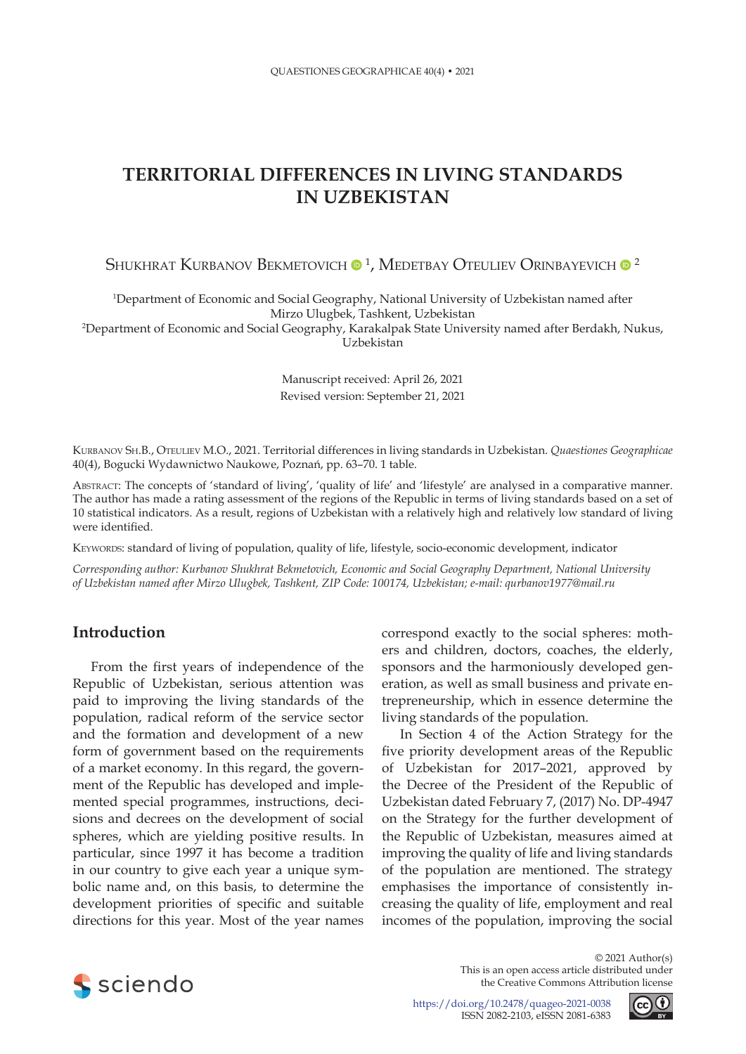# TERRITORIAL DIFFERENCES IN LIVING STANDARDS IN UZBEKISTAN

Shukhrat Kurbanov Bekmetovich [1], Medetbay Oteuliev Orinbayevich [2]

[1]Department of Economic and Social Geography, National University of Uzbekistan named after Mirzo Ulugbek, Tashkent, Uzbekistan
[2]Department of Economic and Social Geography, Karakalpak State University named after Berdakh, Nukus, Uzbekistan

Manuscript received: April 26, 2021
Revised version: September 21, 2021

Kurbanov Sh.B., Oteuliev M.O., 2021. Territorial differences in living standards in Uzbekistan. *Quaestiones Geographicae* 40(4), Bogucki Wydawnictwo Naukowe, Poznań, pp. 63–70. 1 table.

Abstract: The concepts of 'standard of living', 'quality of life' and 'lifestyle' are analysed in a comparative manner. The author has made a rating assessment of the regions of the Republic in terms of living standards based on a set of 10 statistical indicators. As a result, regions of Uzbekistan with a relatively high and relatively low standard of living were identified.

Keywords: standard of living of population, quality of life, lifestyle, socio-economic development, indicator

*Corresponding author: Kurbanov Shukhrat Bekmetovich, Economic and Social Geography Department, National University of Uzbekistan named after Mirzo Ulugbek, Tashkent, ZIP Code: 100174, Uzbekistan; e-mail: qurbanov1977@mail.ru*

## Introduction

From the first years of independence of the Republic of Uzbekistan, serious attention was paid to improving the living standards of the population, radical reform of the service sector and the formation and development of a new form of government based on the requirements of a market economy. In this regard, the government of the Republic has developed and implemented special programmes, instructions, decisions and decrees on the development of social spheres, which are yielding positive results. In particular, since 1997 it has become a tradition in our country to give each year a unique symbolic name and, on this basis, to determine the development priorities of specific and suitable directions for this year. Most of the year names correspond exactly to the social spheres: mothers and children, doctors, coaches, the elderly, sponsors and the harmoniously developed generation, as well as small business and private entrepreneurship, which in essence determine the living standards of the population.

In Section 4 of the Action Strategy for the five priority development areas of the Republic of Uzbekistan for 2017–2021, approved by the Decree of the President of the Republic of Uzbekistan dated February 7, (2017) No. DP-4947 on the Strategy for the further development of the Republic of Uzbekistan, measures aimed at improving the quality of life and living standards of the population are mentioned. The strategy emphasises the importance of consistently increasing the quality of life, employment and real incomes of the population, improving the social

© 2021 Author(s)
This is an open access article distributed under the Creative Commons Attribution license

https://doi.org/10.2478/quageo-2021-0038
ISSN 2082-2103, eISSN 2081-6383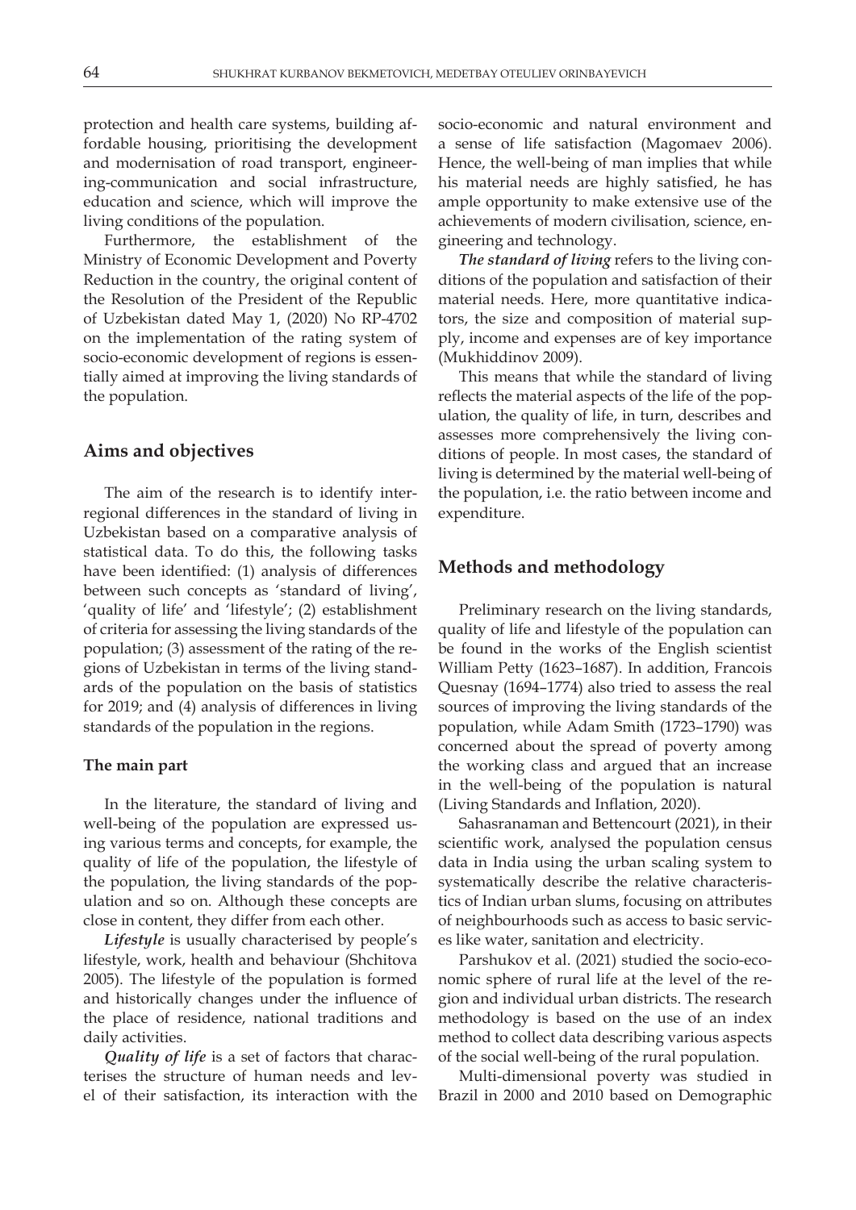protection and health care systems, building affordable housing, prioritising the development and modernisation of road transport, engineering-communication and social infrastructure, education and science, which will improve the living conditions of the population.

Furthermore, the establishment of the Ministry of Economic Development and Poverty Reduction in the country, the original content of the Resolution of the President of the Republic of Uzbekistan dated May 1, (2020) No RP-4702 on the implementation of the rating system of socio-economic development of regions is essentially aimed at improving the living standards of the population.

## Aims and objectives

The aim of the research is to identify interregional differences in the standard of living in Uzbekistan based on a comparative analysis of statistical data. To do this, the following tasks have been identified: (1) analysis of differences between such concepts as 'standard of living', 'quality of life' and 'lifestyle'; (2) establishment of criteria for assessing the living standards of the population; (3) assessment of the rating of the regions of Uzbekistan in terms of the living standards of the population on the basis of statistics for 2019; and (4) analysis of differences in living standards of the population in the regions.

### The main part

In the literature, the standard of living and well-being of the population are expressed using various terms and concepts, for example, the quality of life of the population, the lifestyle of the population, the living standards of the population and so on. Although these concepts are close in content, they differ from each other.

***Lifestyle*** is usually characterised by people's lifestyle, work, health and behaviour (Shchitova 2005). The lifestyle of the population is formed and historically changes under the influence of the place of residence, national traditions and daily activities.

***Quality of life*** is a set of factors that characterises the structure of human needs and level of their satisfaction, its interaction with the socio-economic and natural environment and a sense of life satisfaction (Magomaev 2006). Hence, the well-being of man implies that while his material needs are highly satisfied, he has ample opportunity to make extensive use of the achievements of modern civilisation, science, engineering and technology.

***The standard of living*** refers to the living conditions of the population and satisfaction of their material needs. Here, more quantitative indicators, the size and composition of material supply, income and expenses are of key importance (Mukhiddinov 2009).

This means that while the standard of living reflects the material aspects of the life of the population, the quality of life, in turn, describes and assesses more comprehensively the living conditions of people. In most cases, the standard of living is determined by the material well-being of the population, i.e. the ratio between income and expenditure.

## Methods and methodology

Preliminary research on the living standards, quality of life and lifestyle of the population can be found in the works of the English scientist William Petty (1623–1687). In addition, Francois Quesnay (1694–1774) also tried to assess the real sources of improving the living standards of the population, while Adam Smith (1723–1790) was concerned about the spread of poverty among the working class and argued that an increase in the well-being of the population is natural (Living Standards and Inflation, 2020).

Sahasranaman and Bettencourt (2021), in their scientific work, analysed the population census data in India using the urban scaling system to systematically describe the relative characteristics of Indian urban slums, focusing on attributes of neighbourhoods such as access to basic services like water, sanitation and electricity.

Parshukov et al. (2021) studied the socio-economic sphere of rural life at the level of the region and individual urban districts. The research methodology is based on the use of an index method to collect data describing various aspects of the social well-being of the rural population.

Multi-dimensional poverty was studied in Brazil in 2000 and 2010 based on Demographic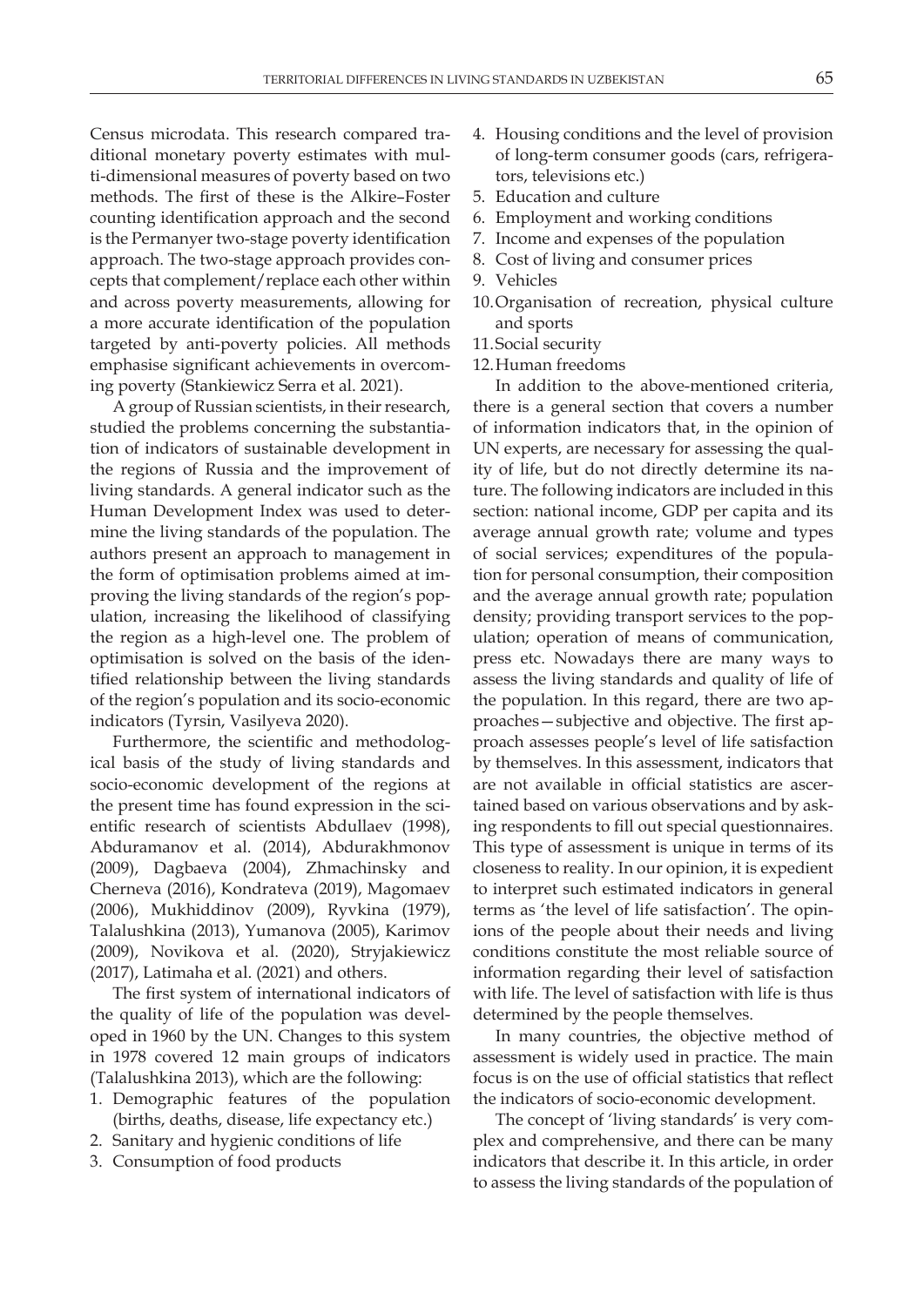Census microdata. This research compared traditional monetary poverty estimates with multi-dimensional measures of poverty based on two methods. The first of these is the Alkire–Foster counting identification approach and the second is the Permanyer two-stage poverty identification approach. The two-stage approach provides concepts that complement/replace each other within and across poverty measurements, allowing for a more accurate identification of the population targeted by anti-poverty policies. All methods emphasise significant achievements in overcoming poverty (Stankiewicz Serra et al. 2021).

A group of Russian scientists, in their research, studied the problems concerning the substantiation of indicators of sustainable development in the regions of Russia and the improvement of living standards. A general indicator such as the Human Development Index was used to determine the living standards of the population. The authors present an approach to management in the form of optimisation problems aimed at improving the living standards of the region's population, increasing the likelihood of classifying the region as a high-level one. The problem of optimisation is solved on the basis of the identified relationship between the living standards of the region's population and its socio-economic indicators (Tyrsin, Vasilyeva 2020).

Furthermore, the scientific and methodological basis of the study of living standards and socio-economic development of the regions at the present time has found expression in the scientific research of scientists Abdullaev (1998), Abduramanov et al. (2014), Abdurakhmonov (2009), Dagbaeva (2004), Zhmachinsky and Cherneva (2016), Kondrateva (2019), Magomaev (2006), Mukhiddinov (2009), Ryvkina (1979), Talalushkina (2013), Yumanova (2005), Karimov (2009), Novikova et al. (2020), Stryjakiewicz (2017), Latimaha et al. (2021) and others.

The first system of international indicators of the quality of life of the population was developed in 1960 by the UN. Changes to this system in 1978 covered 12 main groups of indicators (Talalushkina 2013), which are the following:

1. Demographic features of the population (births, deaths, disease, life expectancy etc.)
2. Sanitary and hygienic conditions of life
3. Consumption of food products
4. Housing conditions and the level of provision of long-term consumer goods (cars, refrigerators, televisions etc.)
5. Education and culture
6. Employment and working conditions
7. Income and expenses of the population
8. Cost of living and consumer prices
9. Vehicles
10. Organisation of recreation, physical culture and sports
11. Social security
12. Human freedoms

In addition to the above-mentioned criteria, there is a general section that covers a number of information indicators that, in the opinion of UN experts, are necessary for assessing the quality of life, but do not directly determine its nature. The following indicators are included in this section: national income, GDP per capita and its average annual growth rate; volume and types of social services; expenditures of the population for personal consumption, their composition and the average annual growth rate; population density; providing transport services to the population; operation of means of communication, press etc. Nowadays there are many ways to assess the living standards and quality of life of the population. In this regard, there are two approaches—subjective and objective. The first approach assesses people's level of life satisfaction by themselves. In this assessment, indicators that are not available in official statistics are ascertained based on various observations and by asking respondents to fill out special questionnaires. This type of assessment is unique in terms of its closeness to reality. In our opinion, it is expedient to interpret such estimated indicators in general terms as 'the level of life satisfaction'. The opinions of the people about their needs and living conditions constitute the most reliable source of information regarding their level of satisfaction with life. The level of satisfaction with life is thus determined by the people themselves.

In many countries, the objective method of assessment is widely used in practice. The main focus is on the use of official statistics that reflect the indicators of socio-economic development.

The concept of 'living standards' is very complex and comprehensive, and there can be many indicators that describe it. In this article, in order to assess the living standards of the population of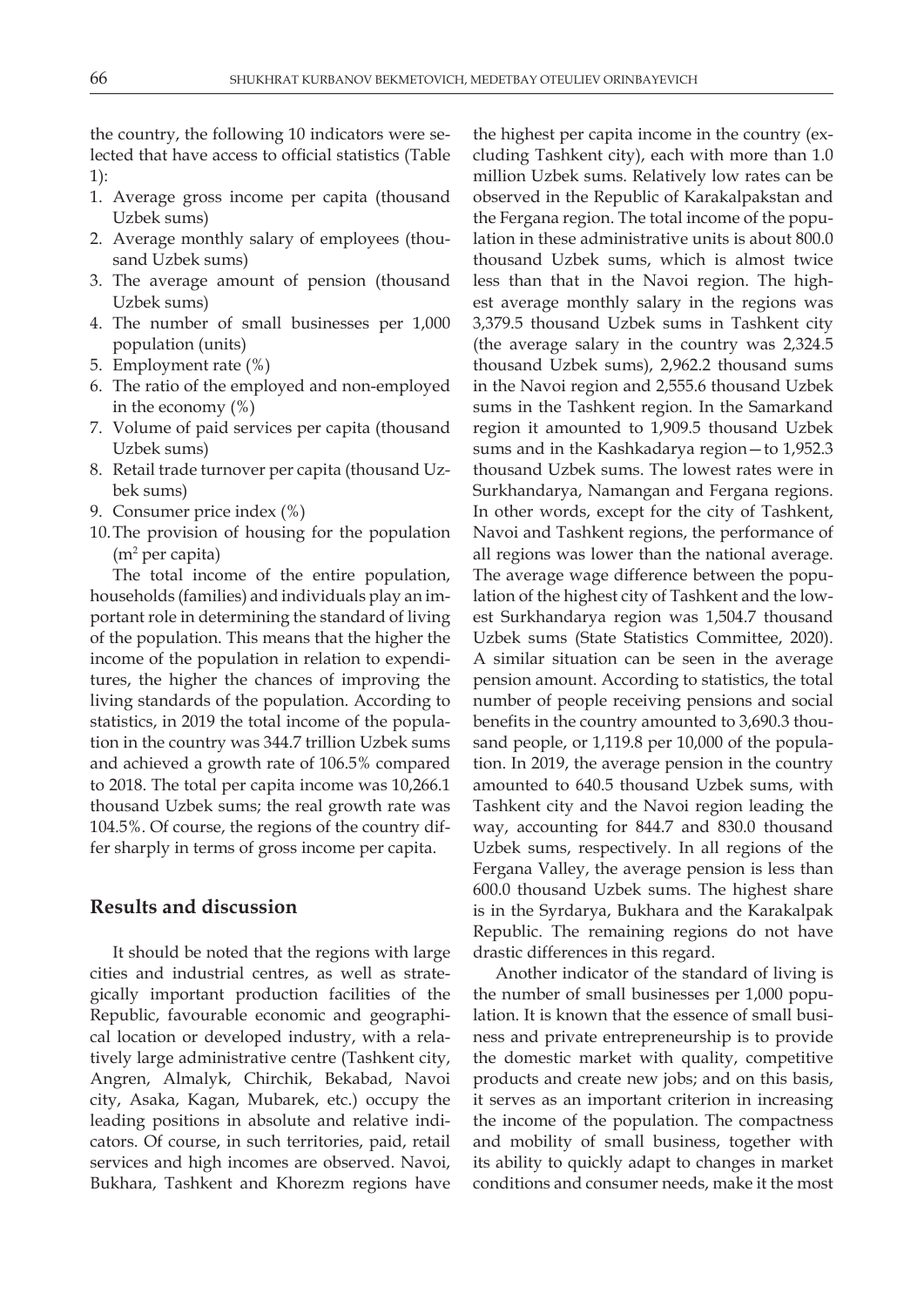the country, the following 10 indicators were selected that have access to official statistics (Table 1):

1. Average gross income per capita (thousand Uzbek sums)
2. Average monthly salary of employees (thousand Uzbek sums)
3. The average amount of pension (thousand Uzbek sums)
4. The number of small businesses per 1,000 population (units)
5. Employment rate (%)
6. The ratio of the employed and non-employed in the economy (%)
7. Volume of paid services per capita (thousand Uzbek sums)
8. Retail trade turnover per capita (thousand Uzbek sums)
9. Consumer price index (%)
10. The provision of housing for the population ($m^2$ per capita)

The total income of the entire population, households (families) and individuals play an important role in determining the standard of living of the population. This means that the higher the income of the population in relation to expenditures, the higher the chances of improving the living standards of the population. According to statistics, in 2019 the total income of the population in the country was 344.7 trillion Uzbek sums and achieved a growth rate of 106.5% compared to 2018. The total per capita income was 10,266.1 thousand Uzbek sums; the real growth rate was 104.5%. Of course, the regions of the country differ sharply in terms of gross income per capita.

## Results and discussion

It should be noted that the regions with large cities and industrial centres, as well as strategically important production facilities of the Republic, favourable economic and geographical location or developed industry, with a relatively large administrative centre (Tashkent city, Angren, Almalyk, Chirchik, Bekabad, Navoi city, Asaka, Kagan, Mubarek, etc.) occupy the leading positions in absolute and relative indicators. Of course, in such territories, paid, retail services and high incomes are observed. Navoi, Bukhara, Tashkent and Khorezm regions have the highest per capita income in the country (excluding Tashkent city), each with more than 1.0 million Uzbek sums. Relatively low rates can be observed in the Republic of Karakalpakstan and the Fergana region. The total income of the population in these administrative units is about 800.0 thousand Uzbek sums, which is almost twice less than that in the Navoi region. The highest average monthly salary in the regions was 3,379.5 thousand Uzbek sums in Tashkent city (the average salary in the country was 2,324.5 thousand Uzbek sums), 2,962.2 thousand sums in the Navoi region and 2,555.6 thousand Uzbek sums in the Tashkent region. In the Samarkand region it amounted to 1,909.5 thousand Uzbek sums and in the Kashkadarya region—to 1,952.3 thousand Uzbek sums. The lowest rates were in Surkhandarya, Namangan and Fergana regions. In other words, except for the city of Tashkent, Navoi and Tashkent regions, the performance of all regions was lower than the national average. The average wage difference between the population of the highest city of Tashkent and the lowest Surkhandarya region was 1,504.7 thousand Uzbek sums (State Statistics Committee, 2020). A similar situation can be seen in the average pension amount. According to statistics, the total number of people receiving pensions and social benefits in the country amounted to 3,690.3 thousand people, or 1,119.8 per 10,000 of the population. In 2019, the average pension in the country amounted to 640.5 thousand Uzbek sums, with Tashkent city and the Navoi region leading the way, accounting for 844.7 and 830.0 thousand Uzbek sums, respectively. In all regions of the Fergana Valley, the average pension is less than 600.0 thousand Uzbek sums. The highest share is in the Syrdarya, Bukhara and the Karakalpak Republic. The remaining regions do not have drastic differences in this regard.

Another indicator of the standard of living is the number of small businesses per 1,000 population. It is known that the essence of small business and private entrepreneurship is to provide the domestic market with quality, competitive products and create new jobs; and on this basis, it serves as an important criterion in increasing the income of the population. The compactness and mobility of small business, together with its ability to quickly adapt to changes in market conditions and consumer needs, make it the most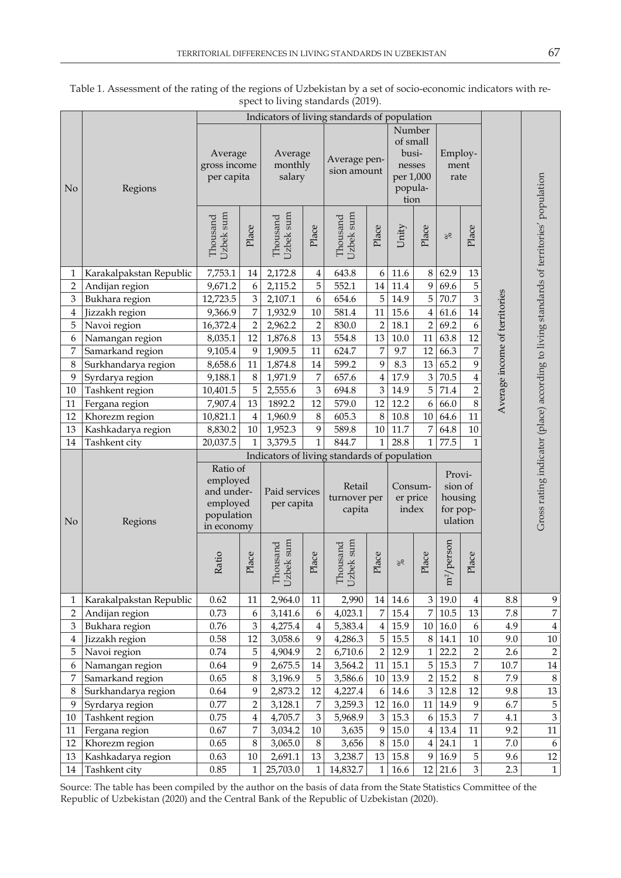Table 1. Assessment of the rating of the regions of Uzbekistan by a set of socio-economic indicators with respect to living standards (2019).

| No | Regions | Indicators of living standards of population | | | | | | | | | | Average income of territories | Gross rating indicator (place) according to living standards of territories' population |
|---|---|---|---|---|---|---|---|---|---|---|---|---|---|
| | | Average gross income per capita | | Average monthly salary | | Average pension amount | | Number of small businesses per 1,000 population | | Employment rate | | | |
| | | Thousand Uzbek sum | Place | Thousand Uzbek sum | Place | Thousand Uzbek sum | Place | Unity | Place | % | Place | | |
| 1 | Karakalpakstan Republic | 7,753.1 | 14 | 2,172.8 | 4 | 643.8 | 6 | 11.6 | 8 | 62.9 | 13 | | |
| 2 | Andijan region | 9,671.2 | 6 | 2,115.2 | 5 | 552.1 | 14 | 11.4 | 9 | 69.6 | 5 | | |
| 3 | Bukhara region | 12,723.5 | 3 | 2,107.1 | 6 | 654.6 | 5 | 14.9 | 5 | 70.7 | 3 | | |
| 4 | Jizzakh region | 9,366.9 | 7 | 1,932.9 | 10 | 581.4 | 11 | 15.6 | 4 | 61.6 | 14 | | |
| 5 | Navoi region | 16,372.4 | 2 | 2,962.2 | 2 | 830.0 | 2 | 18.1 | 2 | 69.2 | 6 | | |
| 6 | Namangan region | 8,035.1 | 12 | 1,876.8 | 13 | 554.8 | 13 | 10.0 | 11 | 63.8 | 12 | | |
| 7 | Samarkand region | 9,105.4 | 9 | 1,909.5 | 11 | 624.7 | 7 | 9.7 | 12 | 66.3 | 7 | | |
| 8 | Surkhandarya region | 8,658.6 | 11 | 1,874.8 | 14 | 599.2 | 9 | 8.3 | 13 | 65.2 | 9 | | |
| 9 | Syrdarya region | 9,188.1 | 8 | 1,971.9 | 7 | 657.6 | 4 | 17.9 | 3 | 70.5 | 4 | | |
| 10 | Tashkent region | 10,401.5 | 5 | 2,555.6 | 3 | 694.8 | 3 | 14.9 | 5 | 71.4 | 2 | | |
| 11 | Fergana region | 7,907.4 | 13 | 1892.2 | 12 | 579.0 | 12 | 12.2 | 6 | 66.0 | 8 | | |
| 12 | Khorezm region | 10,821.1 | 4 | 1,960.9 | 8 | 605.3 | 8 | 10.8 | 10 | 64.6 | 11 | | |
| 13 | Kashkadarya region | 8,830.2 | 10 | 1,952.3 | 9 | 589.8 | 10 | 11.7 | 7 | 64.8 | 10 | | |
| 14 | Tashkent city | 20,037.5 | 1 | 3,379.5 | 1 | 844.7 | 1 | 28.8 | 1 | 77.5 | 1 | | |
| No | Regions | Indicators of living standards of population | | | | | | | | | | | |
| | | Ratio of employed and underemployed population in economy | | Paid services per capita | | Retail turnover per capita | | Consumer price index | | Provision of housing for population | | | |
| | | Ratio | Place | Thousand Uzbek sum | Place | Thousand Uzbek sum | Place | % | Place | $m^2$/person | Place | | |
| 1 | Karakalpakstan Republic | 0.62 | 11 | 2,964.0 | 11 | 2,990 | 14 | 14.6 | 3 | 19.0 | 4 | 8.8 | 9 |
| 2 | Andijan region | 0.73 | 6 | 3,141.6 | 6 | 4,023.1 | 7 | 15.4 | 7 | 10.5 | 13 | 7.8 | 7 |
| 3 | Bukhara region | 0.76 | 3 | 4,275.4 | 4 | 5,383.4 | 4 | 15.9 | 10 | 16.0 | 6 | 4.9 | 4 |
| 4 | Jizzakh region | 0.58 | 12 | 3,058.6 | 9 | 4,286.3 | 5 | 15.5 | 8 | 14.1 | 10 | 9.0 | 10 |
| 5 | Navoi region | 0.74 | 5 | 4,904.9 | 2 | 6,710.6 | 2 | 12.9 | 1 | 22.2 | 2 | 2.6 | 2 |
| 6 | Namangan region | 0.64 | 9 | 2,675.5 | 14 | 3,564.2 | 11 | 15.1 | 5 | 15.3 | 7 | 10.7 | 14 |
| 7 | Samarkand region | 0.65 | 8 | 3,196.9 | 5 | 3,586.6 | 10 | 13.9 | 2 | 15.2 | 8 | 7.9 | 8 |
| 8 | Surkhandarya region | 0.64 | 9 | 2,873.2 | 12 | 4,227.4 | 6 | 14.6 | 3 | 12.8 | 12 | 9.8 | 13 |
| 9 | Syrdarya region | 0.77 | 2 | 3,128.1 | 7 | 3,259.3 | 12 | 16.0 | 11 | 14.9 | 9 | 6.7 | 5 |
| 10 | Tashkent region | 0.75 | 4 | 4,705.7 | 3 | 5,968.9 | 3 | 15.3 | 6 | 15.3 | 7 | 4.1 | 3 |
| 11 | Fergana region | 0.67 | 7 | 3,034.2 | 10 | 3,635 | 9 | 15.0 | 4 | 13.4 | 11 | 9.2 | 11 |
| 12 | Khorezm region | 0.65 | 8 | 3,065.0 | 8 | 3,656 | 8 | 15.0 | 4 | 24.1 | 1 | 7.0 | 6 |
| 13 | Kashkadarya region | 0.63 | 10 | 2,691.1 | 13 | 3,238.7 | 13 | 15.8 | 9 | 16.9 | 5 | 9.6 | 12 |
| 14 | Tashkent city | 0.85 | 1 | 25,703.0 | 1 | 14,832.7 | 1 | 16.6 | 12 | 21.6 | 3 | 2.3 | 1 |

Source: The table has been compiled by the author on the basis of data from the State Statistics Committee of the Republic of Uzbekistan (2020) and the Central Bank of the Republic of Uzbekistan (2020).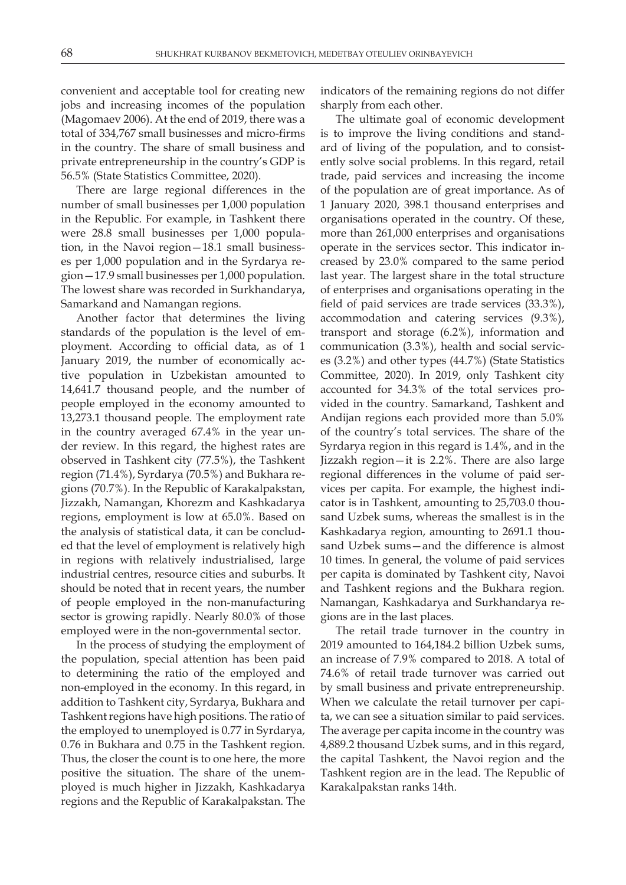convenient and acceptable tool for creating new jobs and increasing incomes of the population (Magomaev 2006). At the end of 2019, there was a total of 334,767 small businesses and micro-firms in the country. The share of small business and private entrepreneurship in the country's GDP is 56.5% (State Statistics Committee, 2020).

There are large regional differences in the number of small businesses per 1,000 population in the Republic. For example, in Tashkent there were 28.8 small businesses per 1,000 population, in the Navoi region—18.1 small businesses per 1,000 population and in the Syrdarya region—17.9 small businesses per 1,000 population. The lowest share was recorded in Surkhandarya, Samarkand and Namangan regions.

Another factor that determines the living standards of the population is the level of employment. According to official data, as of 1 January 2019, the number of economically active population in Uzbekistan amounted to 14,641.7 thousand people, and the number of people employed in the economy amounted to 13,273.1 thousand people. The employment rate in the country averaged 67.4% in the year under review. In this regard, the highest rates are observed in Tashkent city (77.5%), the Tashkent region (71.4%), Syrdarya (70.5%) and Bukhara regions (70.7%). In the Republic of Karakalpakstan, Jizzakh, Namangan, Khorezm and Kashkadarya regions, employment is low at 65.0%. Based on the analysis of statistical data, it can be concluded that the level of employment is relatively high in regions with relatively industrialised, large industrial centres, resource cities and suburbs. It should be noted that in recent years, the number of people employed in the non-manufacturing sector is growing rapidly. Nearly 80.0% of those employed were in the non-governmental sector.

In the process of studying the employment of the population, special attention has been paid to determining the ratio of the employed and non-employed in the economy. In this regard, in addition to Tashkent city, Syrdarya, Bukhara and Tashkent regions have high positions. The ratio of the employed to unemployed is 0.77 in Syrdarya, 0.76 in Bukhara and 0.75 in the Tashkent region. Thus, the closer the count is to one here, the more positive the situation. The share of the unemployed is much higher in Jizzakh, Kashkadarya regions and the Republic of Karakalpakstan. The indicators of the remaining regions do not differ sharply from each other.

The ultimate goal of economic development is to improve the living conditions and standard of living of the population, and to consistently solve social problems. In this regard, retail trade, paid services and increasing the income of the population are of great importance. As of 1 January 2020, 398.1 thousand enterprises and organisations operated in the country. Of these, more than 261,000 enterprises and organisations operate in the services sector. This indicator increased by 23.0% compared to the same period last year. The largest share in the total structure of enterprises and organisations operating in the field of paid services are trade services (33.3%), accommodation and catering services (9.3%), transport and storage (6.2%), information and communication (3.3%), health and social services (3.2%) and other types (44.7%) (State Statistics Committee, 2020). In 2019, only Tashkent city accounted for 34.3% of the total services provided in the country. Samarkand, Tashkent and Andijan regions each provided more than 5.0% of the country's total services. The share of the Syrdarya region in this regard is 1.4%, and in the Jizzakh region—it is 2.2%. There are also large regional differences in the volume of paid services per capita. For example, the highest indicator is in Tashkent, amounting to 25,703.0 thousand Uzbek sums, whereas the smallest is in the Kashkadarya region, amounting to 2691.1 thousand Uzbek sums—and the difference is almost 10 times. In general, the volume of paid services per capita is dominated by Tashkent city, Navoi and Tashkent regions and the Bukhara region. Namangan, Kashkadarya and Surkhandarya regions are in the last places.

The retail trade turnover in the country in 2019 amounted to 164,184.2 billion Uzbek sums, an increase of 7.9% compared to 2018. A total of 74.6% of retail trade turnover was carried out by small business and private entrepreneurship. When we calculate the retail turnover per capita, we can see a situation similar to paid services. The average per capita income in the country was 4,889.2 thousand Uzbek sums, and in this regard, the capital Tashkent, the Navoi region and the Tashkent region are in the lead. The Republic of Karakalpakstan ranks 14th.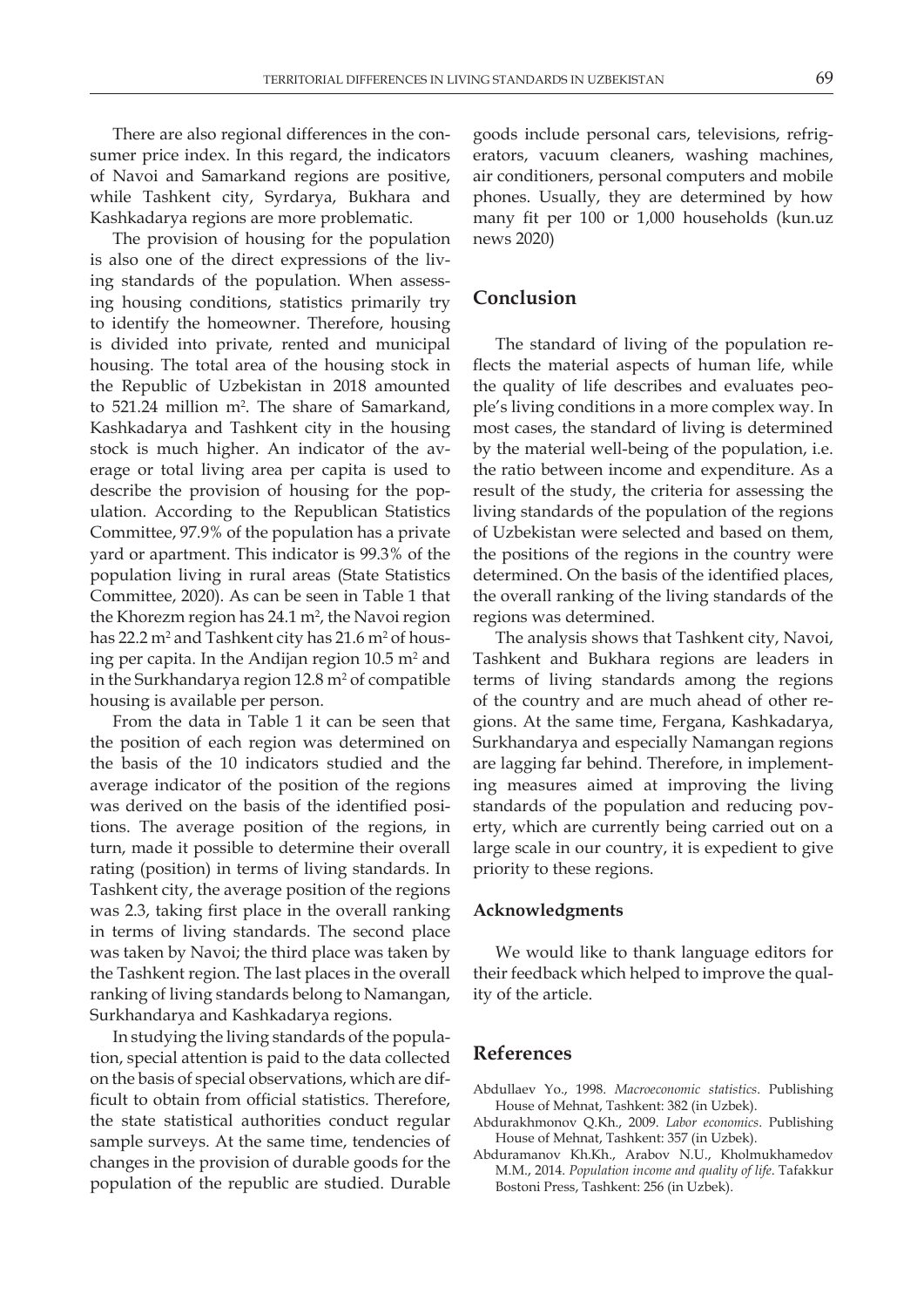There are also regional differences in the consumer price index. In this regard, the indicators of Navoi and Samarkand regions are positive, while Tashkent city, Syrdarya, Bukhara and Kashkadarya regions are more problematic.

The provision of housing for the population is also one of the direct expressions of the living standards of the population. When assessing housing conditions, statistics primarily try to identify the homeowner. Therefore, housing is divided into private, rented and municipal housing. The total area of the housing stock in the Republic of Uzbekistan in 2018 amounted to 521.24 million $m^2$. The share of Samarkand, Kashkadarya and Tashkent city in the housing stock is much higher. An indicator of the average or total living area per capita is used to describe the provision of housing for the population. According to the Republican Statistics Committee, 97.9% of the population has a private yard or apartment. This indicator is 99.3% of the population living in rural areas (State Statistics Committee, 2020). As can be seen in Table 1 that the Khorezm region has 24.1 $m^2$, the Navoi region has 22.2 $m^2$ and Tashkent city has 21.6 $m^2$ of housing per capita. In the Andijan region 10.5 $m^2$ and in the Surkhandarya region 12.8 $m^2$ of compatible housing is available per person.

From the data in Table 1 it can be seen that the position of each region was determined on the basis of the 10 indicators studied and the average indicator of the position of the regions was derived on the basis of the identified positions. The average position of the regions, in turn, made it possible to determine their overall rating (position) in terms of living standards. In Tashkent city, the average position of the regions was 2.3, taking first place in the overall ranking in terms of living standards. The second place was taken by Navoi; the third place was taken by the Tashkent region. The last places in the overall ranking of living standards belong to Namangan, Surkhandarya and Kashkadarya regions.

In studying the living standards of the population, special attention is paid to the data collected on the basis of special observations, which are difficult to obtain from official statistics. Therefore, the state statistical authorities conduct regular sample surveys. At the same time, tendencies of changes in the provision of durable goods for the population of the republic are studied. Durable goods include personal cars, televisions, refrigerators, vacuum cleaners, washing machines, air conditioners, personal computers and mobile phones. Usually, they are determined by how many fit per 100 or 1,000 households (kun.uz news 2020)

## Conclusion

The standard of living of the population reflects the material aspects of human life, while the quality of life describes and evaluates people's living conditions in a more complex way. In most cases, the standard of living is determined by the material well-being of the population, i.e. the ratio between income and expenditure. As a result of the study, the criteria for assessing the living standards of the population of the regions of Uzbekistan were selected and based on them, the positions of the regions in the country were determined. On the basis of the identified places, the overall ranking of the living standards of the regions was determined.

The analysis shows that Tashkent city, Navoi, Tashkent and Bukhara regions are leaders in terms of living standards among the regions of the country and are much ahead of other regions. At the same time, Fergana, Kashkadarya, Surkhandarya and especially Namangan regions are lagging far behind. Therefore, in implementing measures aimed at improving the living standards of the population and reducing poverty, which are currently being carried out on a large scale in our country, it is expedient to give priority to these regions.

### Acknowledgments

We would like to thank language editors for their feedback which helped to improve the quality of the article.

## References

Abdullaev Yo., 1998. *Macroeconomic statistics*. Publishing House of Mehnat, Tashkent: 382 (in Uzbek).

Abdurakhmonov Q.Kh., 2009. *Labor economics*. Publishing House of Mehnat, Tashkent: 357 (in Uzbek).

Abduramanov Kh.Kh., Arabov N.U., Kholmukhamedov M.M., 2014. *Population income and quality of life*. Tafakkur Bostoni Press, Tashkent: 256 (in Uzbek).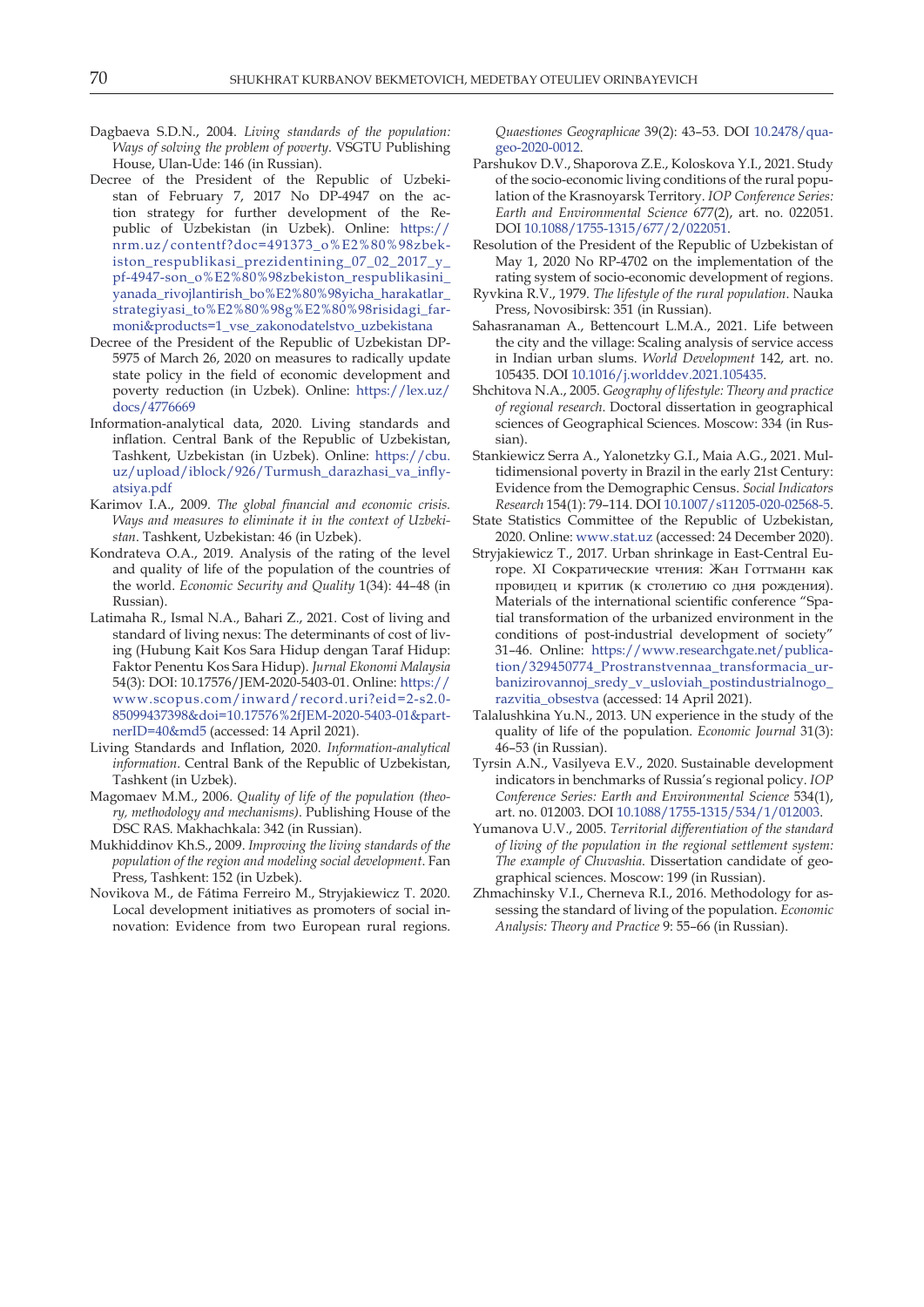Dagbaeva S.D.N., 2004. *Living standards of the population: Ways of solving the problem of poverty*. VSGTU Publishing House, Ulan-Ude: 146 (in Russian).

Decree of the President of the Republic of Uzbekistan of February 7, 2017 No DP-4947 on the action strategy for further development of the Republic of Uzbekistan (in Uzbek). Online: https://nrm.uz/contentf?doc=491373_o%E2%80%98zbekiston_respublikasi_prezidentining_07_02_2017_y_pf-4947-son_o%E2%80%98zbekiston_respublikasini_yanada_rivojlantirish_bo%E2%80%98yicha_harakatlar_strategiyasi_to%E2%80%98g%E2%80%98risidagi_farmoni&products=1_vse_zakonodatelstvo_uzbekistana

Decree of the President of the Republic of Uzbekistan DP-5975 of March 26, 2020 on measures to radically update state policy in the field of economic development and poverty reduction (in Uzbek). Online: https://lex.uz/docs/4776669

Information-analytical data, 2020. Living standards and inflation. Central Bank of the Republic of Uzbekistan, Tashkent, Uzbekistan (in Uzbek). Online: https://cbu.uz/upload/iblock/926/Turmush_darazhasi_va_inflyatsiya.pdf

Karimov I.A., 2009. *The global financial and economic crisis. Ways and measures to eliminate it in the context of Uzbekistan*. Tashkent, Uzbekistan: 46 (in Uzbek).

Kondrateva O.A., 2019. Analysis of the rating of the level and quality of life of the population of the countries of the world. *Economic Security and Quality* 1(34): 44–48 (in Russian).

Latimaha R., Ismal N.A., Bahari Z., 2021. Cost of living and standard of living nexus: The determinants of cost of living (Hubung Kait Kos Sara Hidup dengan Taraf Hidup: Faktor Penentu Kos Sara Hidup). *Jurnal Ekonomi Malaysia* 54(3): DOI: 10.17576/JEM-2020-5403-01. Online: https://www.scopus.com/inward/record.uri?eid=2-s2.0-85099437398&doi=10.17576%2fJEM-2020-5403-01&partnerID=40&md5 (accessed: 14 April 2021).

Living Standards and Inflation, 2020. *Information-analytical information*. Central Bank of the Republic of Uzbekistan, Tashkent (in Uzbek).

Magomaev M.M., 2006. *Quality of life of the population (theory, methodology and mechanisms)*. Publishing House of the DSC RAS. Makhachkala: 342 (in Russian).

Mukhiddinov Kh.S., 2009. *Improving the living standards of the population of the region and modeling social development*. Fan Press, Tashkent: 152 (in Uzbek).

Novikova M., de Fátima Ferreiro M., Stryjakiewicz T. 2020. Local development initiatives as promoters of social innovation: Evidence from two European rural regions. *Quaestiones Geographicae* 39(2): 43–53. DOI 10.2478/quageo-2020-0012.

Parshukov D.V., Shaporova Z.E., Koloskova Y.I., 2021. Study of the socio-economic living conditions of the rural population of the Krasnoyarsk Territory. *IOP Conference Series: Earth and Environmental Science* 677(2), art. no. 022051. DOI 10.1088/1755-1315/677/2/022051.

Resolution of the President of the Republic of Uzbekistan of May 1, 2020 No RP-4702 on the implementation of the rating system of socio-economic development of regions.

Ryvkina R.V., 1979. *The lifestyle of the rural population*. Nauka Press, Novosibirsk: 351 (in Russian).

Sahasranaman A., Bettencourt L.M.A., 2021. Life between the city and the village: Scaling analysis of service access in Indian urban slums. *World Development* 142, art. no. 105435. DOI 10.1016/j.worlddev.2021.105435.

Shchitova N.A., 2005. *Geography of lifestyle: Theory and practice of regional research*. Doctoral dissertation in geographical sciences of Geographical Sciences. Moscow: 334 (in Russian).

Stankiewicz Serra A., Yalonetzky G.I., Maia A.G., 2021. Multidimensional poverty in Brazil in the early 21st Century: Evidence from the Demographic Census. *Social Indicators Research* 154(1): 79–114. DOI 10.1007/s11205-020-02568-5.

State Statistics Committee of the Republic of Uzbekistan, 2020. Online: www.stat.uz (accessed: 24 December 2020).

Stryjakiewicz T., 2017. Urban shrinkage in East-Central Europe. XI Сократические чтения: Жан Готтманн как провидец и критик (к столетию со дня рождения). Materials of the international scientific conference "Spatial transformation of the urbanized environment in the conditions of post-industrial development of society" 31–46. Online: https://www.researchgate.net/publication/329450774_Prostranstvennaa_transformacia_urbanizirovannoj_sredy_v_usloviah_postindustrialnogo_razvitia_obsestva (accessed: 14 April 2021).

Talalushkina Yu.N., 2013. UN experience in the study of the quality of life of the population. *Economic Journal* 31(3): 46–53 (in Russian).

Tyrsin A.N., Vasilyeva E.V., 2020. Sustainable development indicators in benchmarks of Russia's regional policy. *IOP Conference Series: Earth and Environmental Science* 534(1), art. no. 012003. DOI 10.1088/1755-1315/534/1/012003.

Yumanova U.V., 2005. *Territorial differentiation of the standard of living of the population in the regional settlement system: The example of Chuvashia*. Dissertation candidate of geographical sciences. Moscow: 199 (in Russian).

Zhmachinsky V.I., Cherneva R.I., 2016. Methodology for assessing the standard of living of the population. *Economic Analysis: Theory and Practice* 9: 55–66 (in Russian).